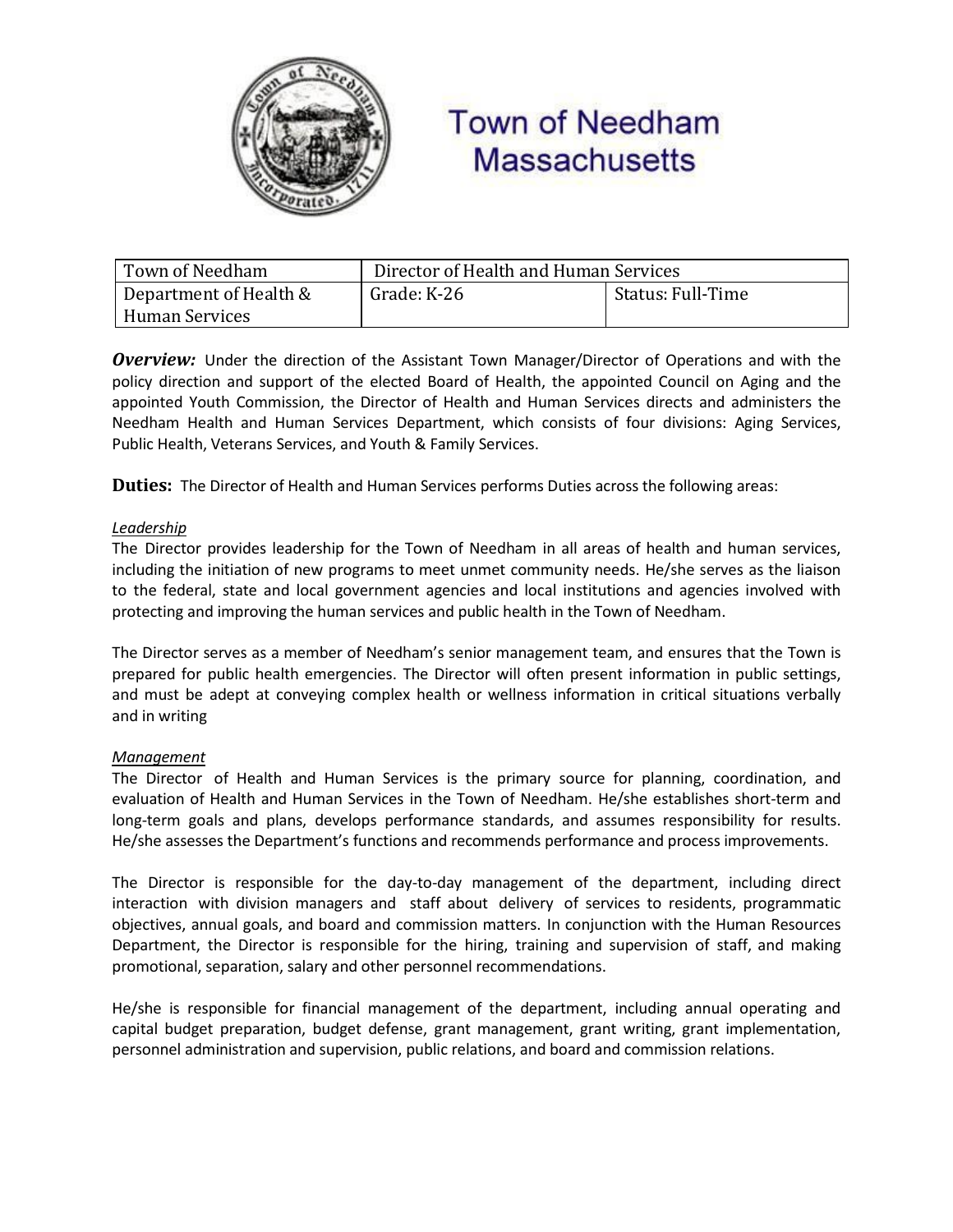# Town of Needham Massachusetts

| Town of Needham | Director of Health and Human Services | |
|---|---|---|
| Department of Health & Human Services | Grade: K-26 | Status: Full-Time |

***Overview:*** Under the direction of the Assistant Town Manager/Director of Operations and with the policy direction and support of the elected Board of Health, the appointed Council on Aging and the appointed Youth Commission, the Director of Health and Human Services directs and administers the Needham Health and Human Services Department, which consists of four divisions: Aging Services, Public Health, Veterans Services, and Youth & Family Services.

**Duties:** The Director of Health and Human Services performs Duties across the following areas:

*Leadership*

The Director provides leadership for the Town of Needham in all areas of health and human services, including the initiation of new programs to meet unmet community needs. He/she serves as the liaison to the federal, state and local government agencies and local institutions and agencies involved with protecting and improving the human services and public health in the Town of Needham.

The Director serves as a member of Needham's senior management team, and ensures that the Town is prepared for public health emergencies. The Director will often present information in public settings, and must be adept at conveying complex health or wellness information in critical situations verbally and in writing

*Management*

The Director of Health and Human Services is the primary source for planning, coordination, and evaluation of Health and Human Services in the Town of Needham. He/she establishes short-term and long-term goals and plans, develops performance standards, and assumes responsibility for results. He/she assesses the Department's functions and recommends performance and process improvements.

The Director is responsible for the day-to-day management of the department, including direct interaction with division managers and staff about delivery of services to residents, programmatic objectives, annual goals, and board and commission matters. In conjunction with the Human Resources Department, the Director is responsible for the hiring, training and supervision of staff, and making promotional, separation, salary and other personnel recommendations.

He/she is responsible for financial management of the department, including annual operating and capital budget preparation, budget defense, grant management, grant writing, grant implementation, personnel administration and supervision, public relations, and board and commission relations.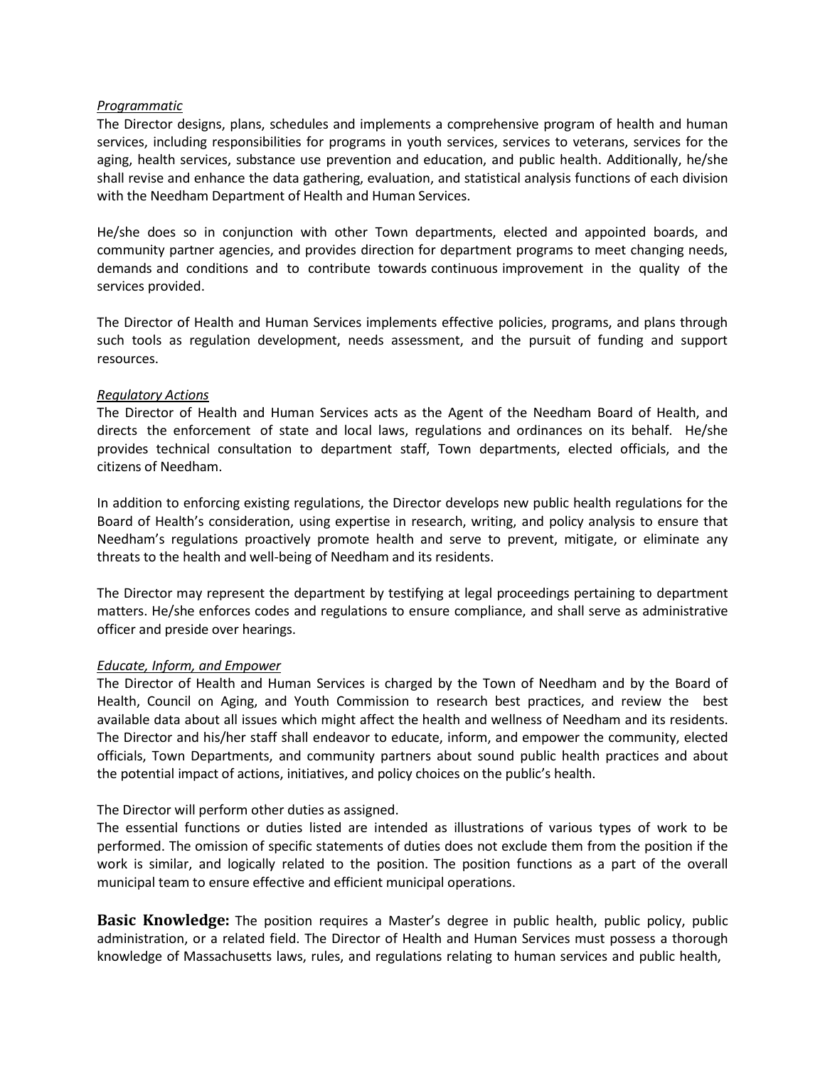*Programmatic*

The Director designs, plans, schedules and implements a comprehensive program of health and human services, including responsibilities for programs in youth services, services to veterans, services for the aging, health services, substance use prevention and education, and public health. Additionally, he/she shall revise and enhance the data gathering, evaluation, and statistical analysis functions of each division with the Needham Department of Health and Human Services.

He/she does so in conjunction with other Town departments, elected and appointed boards, and community partner agencies, and provides direction for department programs to meet changing needs, demands and conditions and to contribute towards continuous improvement in the quality of the services provided.

The Director of Health and Human Services implements effective policies, programs, and plans through such tools as regulation development, needs assessment, and the pursuit of funding and support resources.

*Regulatory Actions*

The Director of Health and Human Services acts as the Agent of the Needham Board of Health, and directs the enforcement of state and local laws, regulations and ordinances on its behalf. He/she provides technical consultation to department staff, Town departments, elected officials, and the citizens of Needham.

In addition to enforcing existing regulations, the Director develops new public health regulations for the Board of Health's consideration, using expertise in research, writing, and policy analysis to ensure that Needham's regulations proactively promote health and serve to prevent, mitigate, or eliminate any threats to the health and well-being of Needham and its residents.

The Director may represent the department by testifying at legal proceedings pertaining to department matters. He/she enforces codes and regulations to ensure compliance, and shall serve as administrative officer and preside over hearings.

*Educate, Inform, and Empower*

The Director of Health and Human Services is charged by the Town of Needham and by the Board of Health, Council on Aging, and Youth Commission to research best practices, and review the best available data about all issues which might affect the health and wellness of Needham and its residents. The Director and his/her staff shall endeavor to educate, inform, and empower the community, elected officials, Town Departments, and community partners about sound public health practices and about the potential impact of actions, initiatives, and policy choices on the public's health.

The Director will perform other duties as assigned.

The essential functions or duties listed are intended as illustrations of various types of work to be performed. The omission of specific statements of duties does not exclude them from the position if the work is similar, and logically related to the position. The position functions as a part of the overall municipal team to ensure effective and efficient municipal operations.

**Basic Knowledge:** The position requires a Master's degree in public health, public policy, public administration, or a related field. The Director of Health and Human Services must possess a thorough knowledge of Massachusetts laws, rules, and regulations relating to human services and public health,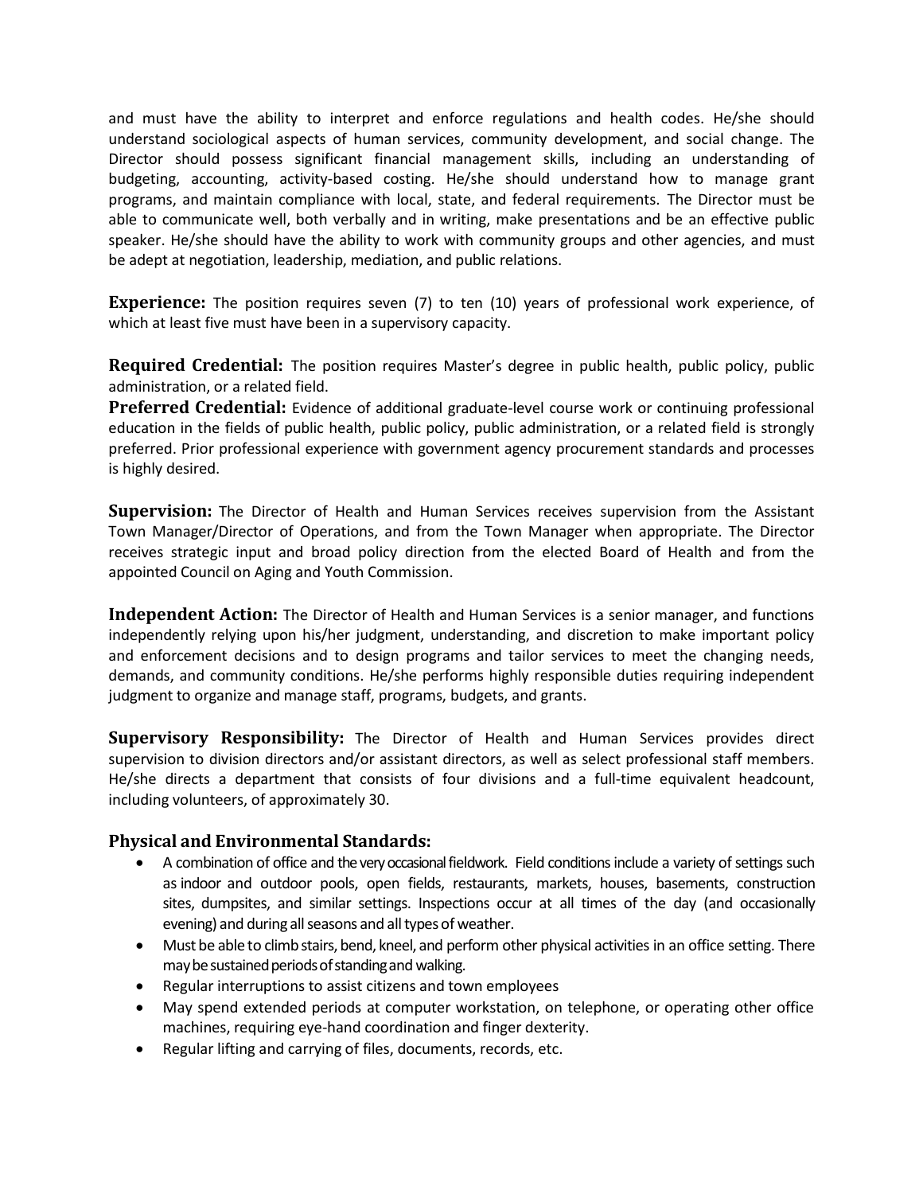and must have the ability to interpret and enforce regulations and health codes. He/she should understand sociological aspects of human services, community development, and social change. The Director should possess significant financial management skills, including an understanding of budgeting, accounting, activity-based costing. He/she should understand how to manage grant programs, and maintain compliance with local, state, and federal requirements. The Director must be able to communicate well, both verbally and in writing, make presentations and be an effective public speaker. He/she should have the ability to work with community groups and other agencies, and must be adept at negotiation, leadership, mediation, and public relations.

**Experience:** The position requires seven (7) to ten (10) years of professional work experience, of which at least five must have been in a supervisory capacity.

**Required Credential:** The position requires Master's degree in public health, public policy, public administration, or a related field.

**Preferred Credential:** Evidence of additional graduate-level course work or continuing professional education in the fields of public health, public policy, public administration, or a related field is strongly preferred. Prior professional experience with government agency procurement standards and processes is highly desired.

**Supervision:** The Director of Health and Human Services receives supervision from the Assistant Town Manager/Director of Operations, and from the Town Manager when appropriate. The Director receives strategic input and broad policy direction from the elected Board of Health and from the appointed Council on Aging and Youth Commission.

**Independent Action:** The Director of Health and Human Services is a senior manager, and functions independently relying upon his/her judgment, understanding, and discretion to make important policy and enforcement decisions and to design programs and tailor services to meet the changing needs, demands, and community conditions. He/she performs highly responsible duties requiring independent judgment to organize and manage staff, programs, budgets, and grants.

**Supervisory Responsibility:** The Director of Health and Human Services provides direct supervision to division directors and/or assistant directors, as well as select professional staff members. He/she directs a department that consists of four divisions and a full-time equivalent headcount, including volunteers, of approximately 30.

### Physical and Environmental Standards:

- A combination of office and the very occasional fieldwork. Field conditions include a variety of settings such as indoor and outdoor pools, open fields, restaurants, markets, houses, basements, construction sites, dumpsites, and similar settings. Inspections occur at all times of the day (and occasionally evening) and during all seasons and all types of weather.
- Must be able to climb stairs, bend, kneel, and perform other physical activities in an office setting. There may be sustained periods of standing and walking.
- Regular interruptions to assist citizens and town employees
- May spend extended periods at computer workstation, on telephone, or operating other office machines, requiring eye-hand coordination and finger dexterity.
- Regular lifting and carrying of files, documents, records, etc.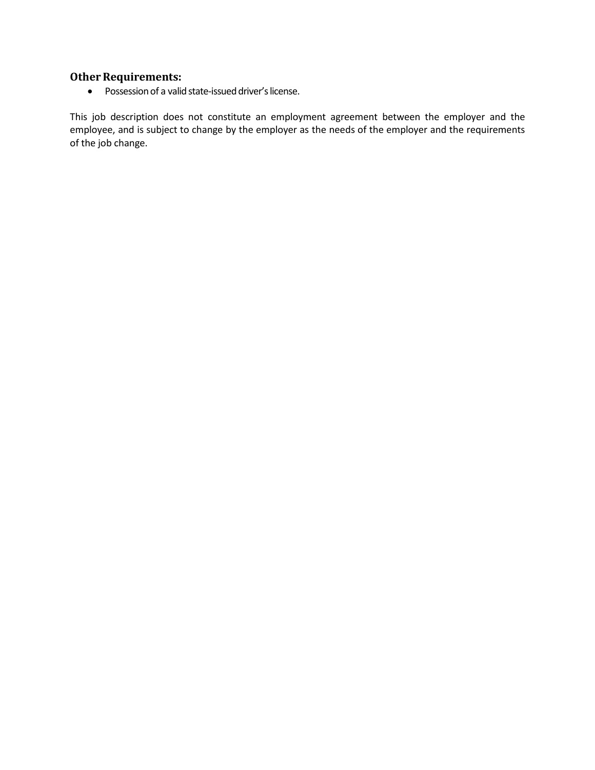### Other Requirements:

- Possession of a valid state-issued driver's license.

This job description does not constitute an employment agreement between the employer and the employee, and is subject to change by the employer as the needs of the employer and the requirements of the job change.